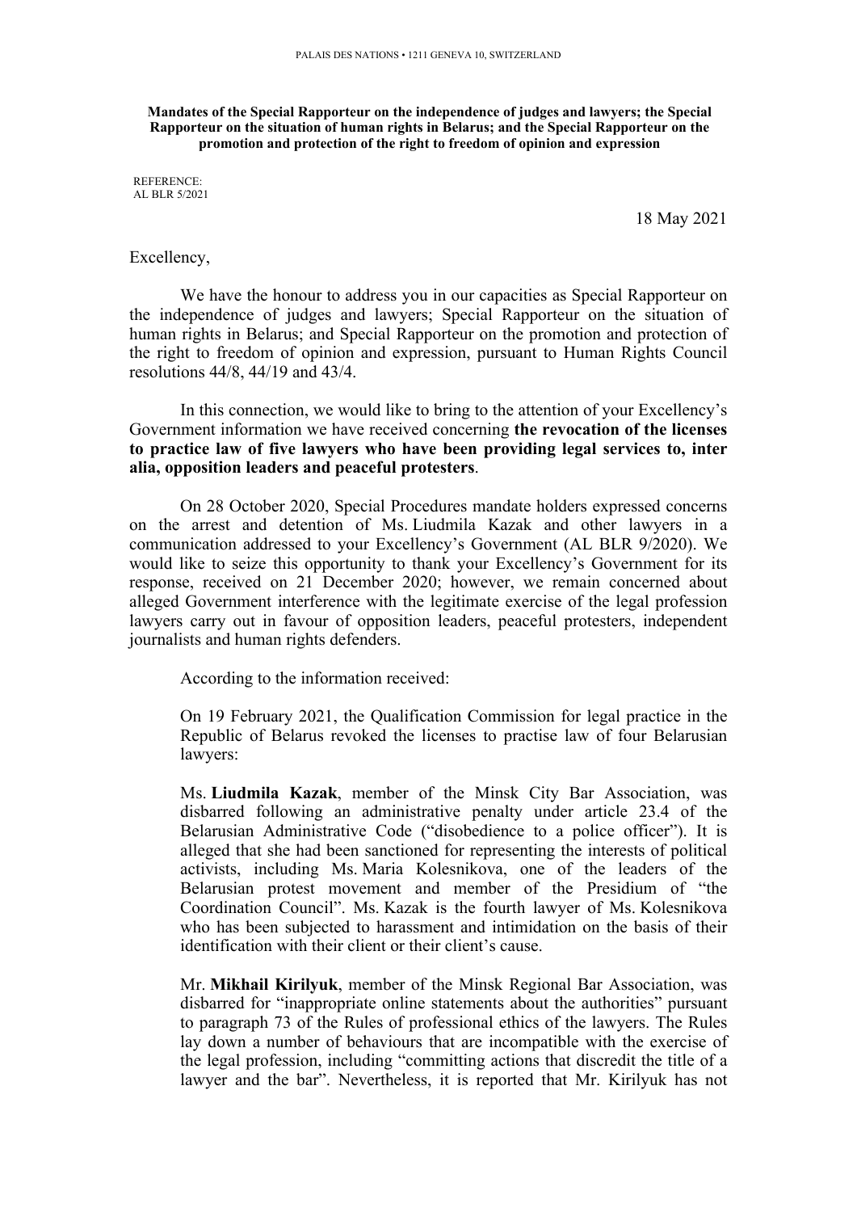**Mandates of the Special Rapporteur on the independence of judges and lawyers; the Special Rapporteur on the situation of human rights in Belarus; and the Special Rapporteur on the promotion and protection of the right to freedom of opinion and expression**

REFERENCE:
AL BLR 5/2021

18 May 2021

Excellency,

We have the honour to address you in our capacities as Special Rapporteur on the independence of judges and lawyers; Special Rapporteur on the situation of human rights in Belarus; and Special Rapporteur on the promotion and protection of the right to freedom of opinion and expression, pursuant to Human Rights Council resolutions 44/8, 44/19 and 43/4.

In this connection, we would like to bring to the attention of your Excellency's Government information we have received concerning **the revocation of the licenses to practice law of five lawyers who have been providing legal services to, inter alia, opposition leaders and peaceful protesters**.

On 28 October 2020, Special Procedures mandate holders expressed concerns on the arrest and detention of Ms. Liudmila Kazak and other lawyers in a communication addressed to your Excellency's Government (AL BLR 9/2020). We would like to seize this opportunity to thank your Excellency's Government for its response, received on 21 December 2020; however, we remain concerned about alleged Government interference with the legitimate exercise of the legal profession lawyers carry out in favour of opposition leaders, peaceful protesters, independent journalists and human rights defenders.

According to the information received:

> On 19 February 2021, the Qualification Commission for legal practice in the Republic of Belarus revoked the licenses to practise law of four Belarusian lawyers:
>
> Ms. **Liudmila Kazak**, member of the Minsk City Bar Association, was disbarred following an administrative penalty under article 23.4 of the Belarusian Administrative Code ("disobedience to a police officer"). It is alleged that she had been sanctioned for representing the interests of political activists, including Ms. Maria Kolesnikova, one of the leaders of the Belarusian protest movement and member of the Presidium of "the Coordination Council". Ms. Kazak is the fourth lawyer of Ms. Kolesnikova who has been subjected to harassment and intimidation on the basis of their identification with their client or their client's cause.
>
> Mr. **Mikhail Kirilyuk**, member of the Minsk Regional Bar Association, was disbarred for "inappropriate online statements about the authorities" pursuant to paragraph 73 of the Rules of professional ethics of the lawyers. The Rules lay down a number of behaviours that are incompatible with the exercise of the legal profession, including "committing actions that discredit the title of a lawyer and the bar". Nevertheless, it is reported that Mr. Kirilyuk has not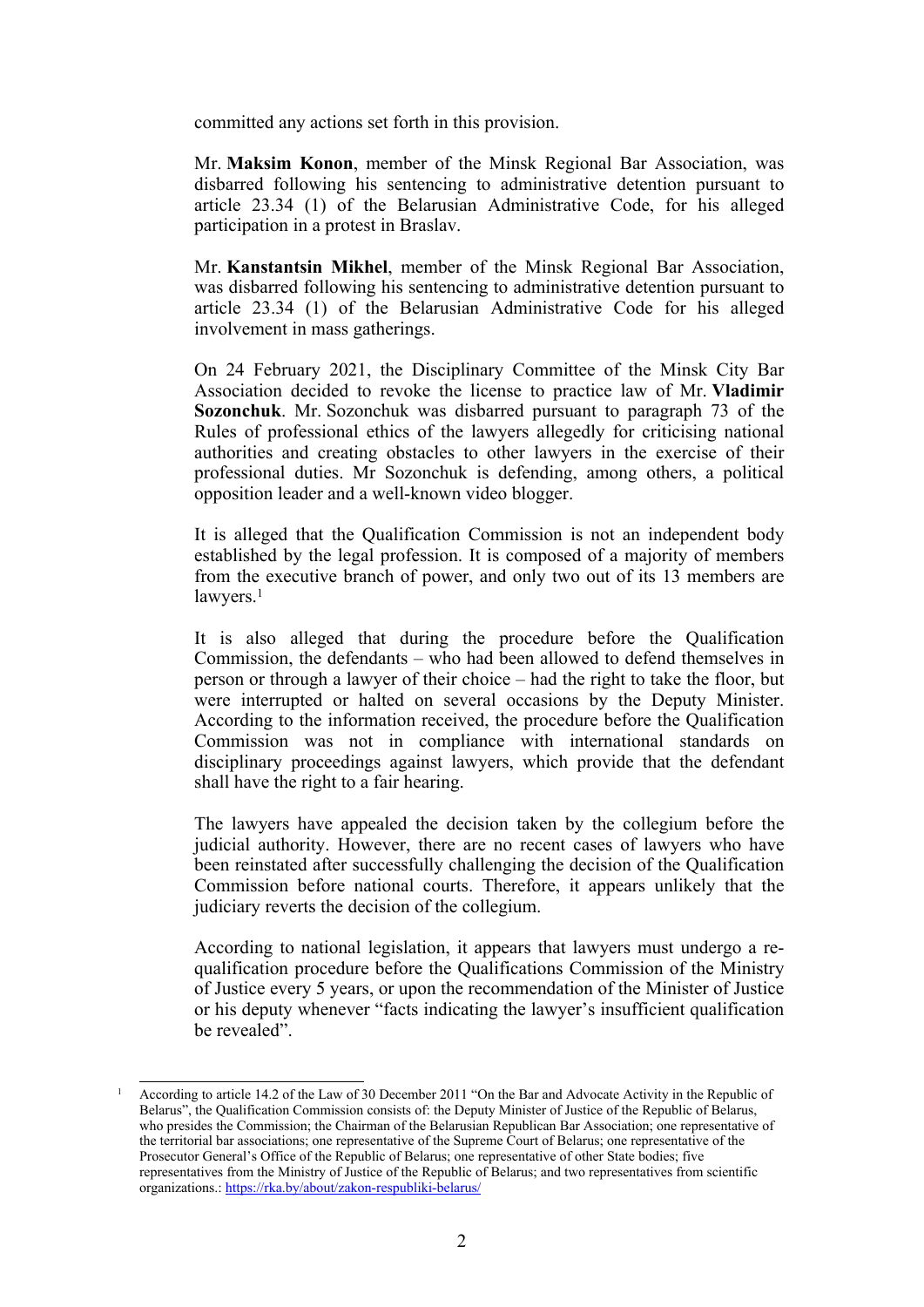committed any actions set forth in this provision.

Mr. **Maksim Konon**, member of the Minsk Regional Bar Association, was disbarred following his sentencing to administrative detention pursuant to article 23.34 (1) of the Belarusian Administrative Code, for his alleged participation in a protest in Braslav.

Mr. **Kanstantsin Mikhel**, member of the Minsk Regional Bar Association, was disbarred following his sentencing to administrative detention pursuant to article 23.34 (1) of the Belarusian Administrative Code for his alleged involvement in mass gatherings.

On 24 February 2021, the Disciplinary Committee of the Minsk City Bar Association decided to revoke the license to practice law of Mr. **Vladimir Sozonchuk**. Mr. Sozonchuk was disbarred pursuant to paragraph 73 of the Rules of professional ethics of the lawyers allegedly for criticising national authorities and creating obstacles to other lawyers in the exercise of their professional duties. Mr Sozonchuk is defending, among others, a political opposition leader and a well-known video blogger.

It is alleged that the Qualification Commission is not an independent body established by the legal profession. It is composed of a majority of members from the executive branch of power, and only two out of its 13 members are lawyers.[1]

It is also alleged that during the procedure before the Qualification Commission, the defendants – who had been allowed to defend themselves in person or through a lawyer of their choice – had the right to take the floor, but were interrupted or halted on several occasions by the Deputy Minister. According to the information received, the procedure before the Qualification Commission was not in compliance with international standards on disciplinary proceedings against lawyers, which provide that the defendant shall have the right to a fair hearing.

The lawyers have appealed the decision taken by the collegium before the judicial authority. However, there are no recent cases of lawyers who have been reinstated after successfully challenging the decision of the Qualification Commission before national courts. Therefore, it appears unlikely that the judiciary reverts the decision of the collegium.

According to national legislation, it appears that lawyers must undergo a re-qualification procedure before the Qualifications Commission of the Ministry of Justice every 5 years, or upon the recommendation of the Minister of Justice or his deputy whenever "facts indicating the lawyer's insufficient qualification be revealed".

---

[1] According to article 14.2 of the Law of 30 December 2011 "On the Bar and Advocate Activity in the Republic of Belarus", the Qualification Commission consists of: the Deputy Minister of Justice of the Republic of Belarus, who presides the Commission; the Chairman of the Belarusian Republican Bar Association; one representative of the territorial bar associations; one representative of the Supreme Court of Belarus; one representative of the Prosecutor General's Office of the Republic of Belarus; one representative of other State bodies; five representatives from the Ministry of Justice of the Republic of Belarus; and two representatives from scientific organizations.: https://rka.by/about/zakon-respubliki-belarus/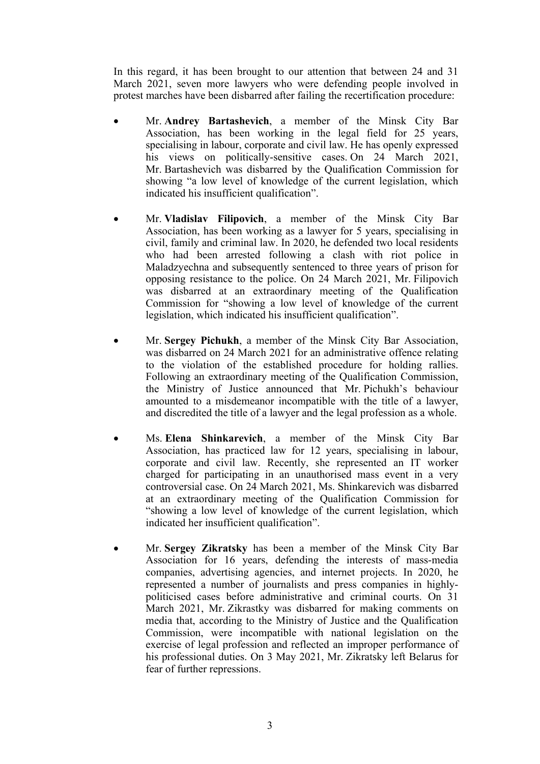In this regard, it has been brought to our attention that between 24 and 31 March 2021, seven more lawyers who were defending people involved in protest marches have been disbarred after failing the recertification procedure:

- Mr. **Andrey Bartashevich**, a member of the Minsk City Bar Association, has been working in the legal field for 25 years, specialising in labour, corporate and civil law. He has openly expressed his views on politically-sensitive cases. On 24 March 2021, Mr. Bartashevich was disbarred by the Qualification Commission for showing "a low level of knowledge of the current legislation, which indicated his insufficient qualification".

- Mr. **Vladislav Filipovich**, a member of the Minsk City Bar Association, has been working as a lawyer for 5 years, specialising in civil, family and criminal law. In 2020, he defended two local residents who had been arrested following a clash with riot police in Maladzyechna and subsequently sentenced to three years of prison for opposing resistance to the police. On 24 March 2021, Mr. Filipovich was disbarred at an extraordinary meeting of the Qualification Commission for "showing a low level of knowledge of the current legislation, which indicated his insufficient qualification".

- Mr. **Sergey Pichukh**, a member of the Minsk City Bar Association, was disbarred on 24 March 2021 for an administrative offence relating to the violation of the established procedure for holding rallies. Following an extraordinary meeting of the Qualification Commission, the Ministry of Justice announced that Mr. Pichukh's behaviour amounted to a misdemeanor incompatible with the title of a lawyer, and discredited the title of a lawyer and the legal profession as a whole.

- Ms. **Elena Shinkarevich**, a member of the Minsk City Bar Association, has practiced law for 12 years, specialising in labour, corporate and civil law. Recently, she represented an IT worker charged for participating in an unauthorised mass event in a very controversial case. On 24 March 2021, Ms. Shinkarevich was disbarred at an extraordinary meeting of the Qualification Commission for "showing a low level of knowledge of the current legislation, which indicated her insufficient qualification".

- Mr. **Sergey Zikratsky** has been a member of the Minsk City Bar Association for 16 years, defending the interests of mass-media companies, advertising agencies, and internet projects. In 2020, he represented a number of journalists and press companies in highly-politicised cases before administrative and criminal courts. On 31 March 2021, Mr. Zikrastky was disbarred for making comments on media that, according to the Ministry of Justice and the Qualification Commission, were incompatible with national legislation on the exercise of legal profession and reflected an improper performance of his professional duties. On 3 May 2021, Mr. Zikratsky left Belarus for fear of further repressions.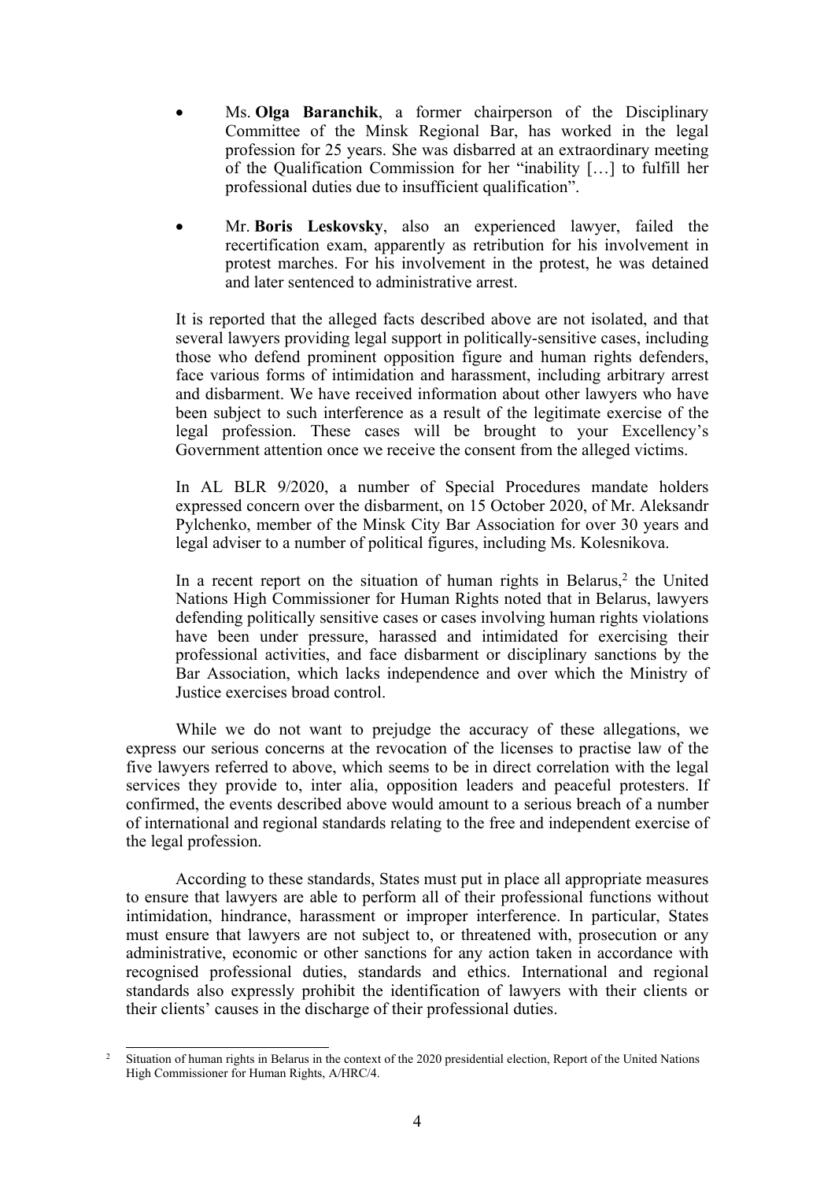- Ms. **Olga Baranchik**, a former chairperson of the Disciplinary Committee of the Minsk Regional Bar, has worked in the legal profession for 25 years. She was disbarred at an extraordinary meeting of the Qualification Commission for her "inability […] to fulfill her professional duties due to insufficient qualification".

- Mr. **Boris Leskovsky**, also an experienced lawyer, failed the recertification exam, apparently as retribution for his involvement in protest marches. For his involvement in the protest, he was detained and later sentenced to administrative arrest.

It is reported that the alleged facts described above are not isolated, and that several lawyers providing legal support in politically-sensitive cases, including those who defend prominent opposition figure and human rights defenders, face various forms of intimidation and harassment, including arbitrary arrest and disbarment. We have received information about other lawyers who have been subject to such interference as a result of the legitimate exercise of the legal profession. These cases will be brought to your Excellency's Government attention once we receive the consent from the alleged victims.

In AL BLR 9/2020, a number of Special Procedures mandate holders expressed concern over the disbarment, on 15 October 2020, of Mr. Aleksandr Pylchenko, member of the Minsk City Bar Association for over 30 years and legal adviser to a number of political figures, including Ms. Kolesnikova.

In a recent report on the situation of human rights in Belarus,[2] the United Nations High Commissioner for Human Rights noted that in Belarus, lawyers defending politically sensitive cases or cases involving human rights violations have been under pressure, harassed and intimidated for exercising their professional activities, and face disbarment or disciplinary sanctions by the Bar Association, which lacks independence and over which the Ministry of Justice exercises broad control.

While we do not want to prejudge the accuracy of these allegations, we express our serious concerns at the revocation of the licenses to practise law of the five lawyers referred to above, which seems to be in direct correlation with the legal services they provide to, inter alia, opposition leaders and peaceful protesters. If confirmed, the events described above would amount to a serious breach of a number of international and regional standards relating to the free and independent exercise of the legal profession.

According to these standards, States must put in place all appropriate measures to ensure that lawyers are able to perform all of their professional functions without intimidation, hindrance, harassment or improper interference. In particular, States must ensure that lawyers are not subject to, or threatened with, prosecution or any administrative, economic or other sanctions for any action taken in accordance with recognised professional duties, standards and ethics. International and regional standards also expressly prohibit the identification of lawyers with their clients or their clients' causes in the discharge of their professional duties.

---

[2] Situation of human rights in Belarus in the context of the 2020 presidential election, Report of the United Nations High Commissioner for Human Rights, A/HRC/4.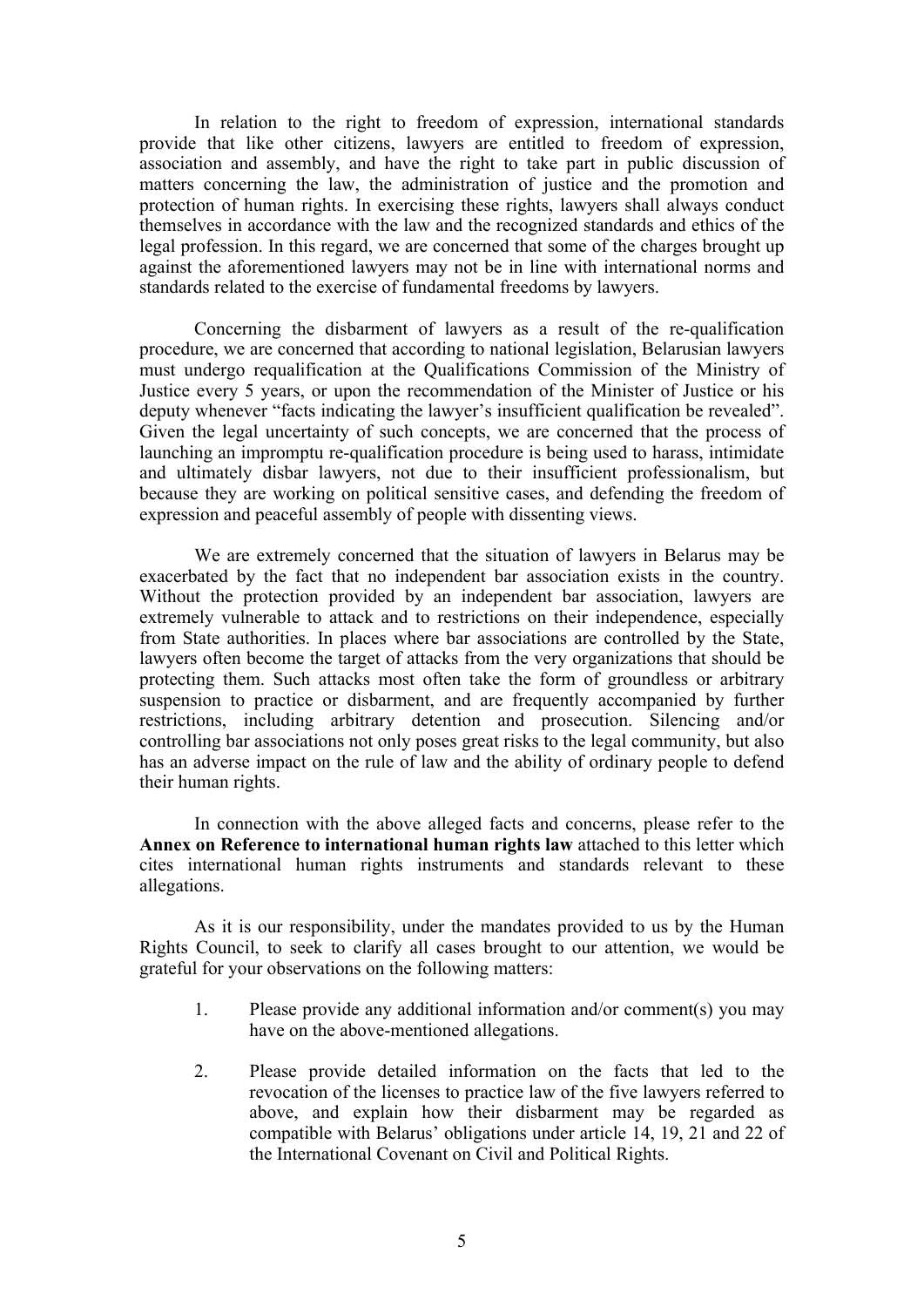In relation to the right to freedom of expression, international standards provide that like other citizens, lawyers are entitled to freedom of expression, association and assembly, and have the right to take part in public discussion of matters concerning the law, the administration of justice and the promotion and protection of human rights. In exercising these rights, lawyers shall always conduct themselves in accordance with the law and the recognized standards and ethics of the legal profession. In this regard, we are concerned that some of the charges brought up against the aforementioned lawyers may not be in line with international norms and standards related to the exercise of fundamental freedoms by lawyers.

Concerning the disbarment of lawyers as a result of the re-qualification procedure, we are concerned that according to national legislation, Belarusian lawyers must undergo requalification at the Qualifications Commission of the Ministry of Justice every 5 years, or upon the recommendation of the Minister of Justice or his deputy whenever "facts indicating the lawyer's insufficient qualification be revealed". Given the legal uncertainty of such concepts, we are concerned that the process of launching an impromptu re-qualification procedure is being used to harass, intimidate and ultimately disbar lawyers, not due to their insufficient professionalism, but because they are working on political sensitive cases, and defending the freedom of expression and peaceful assembly of people with dissenting views.

We are extremely concerned that the situation of lawyers in Belarus may be exacerbated by the fact that no independent bar association exists in the country. Without the protection provided by an independent bar association, lawyers are extremely vulnerable to attack and to restrictions on their independence, especially from State authorities. In places where bar associations are controlled by the State, lawyers often become the target of attacks from the very organizations that should be protecting them. Such attacks most often take the form of groundless or arbitrary suspension to practice or disbarment, and are frequently accompanied by further restrictions, including arbitrary detention and prosecution. Silencing and/or controlling bar associations not only poses great risks to the legal community, but also has an adverse impact on the rule of law and the ability of ordinary people to defend their human rights.

In connection with the above alleged facts and concerns, please refer to the **Annex on Reference to international human rights law** attached to this letter which cites international human rights instruments and standards relevant to these allegations.

As it is our responsibility, under the mandates provided to us by the Human Rights Council, to seek to clarify all cases brought to our attention, we would be grateful for your observations on the following matters:

1. Please provide any additional information and/or comment(s) you may have on the above-mentioned allegations.

2. Please provide detailed information on the facts that led to the revocation of the licenses to practice law of the five lawyers referred to above, and explain how their disbarment may be regarded as compatible with Belarus' obligations under article 14, 19, 21 and 22 of the International Covenant on Civil and Political Rights.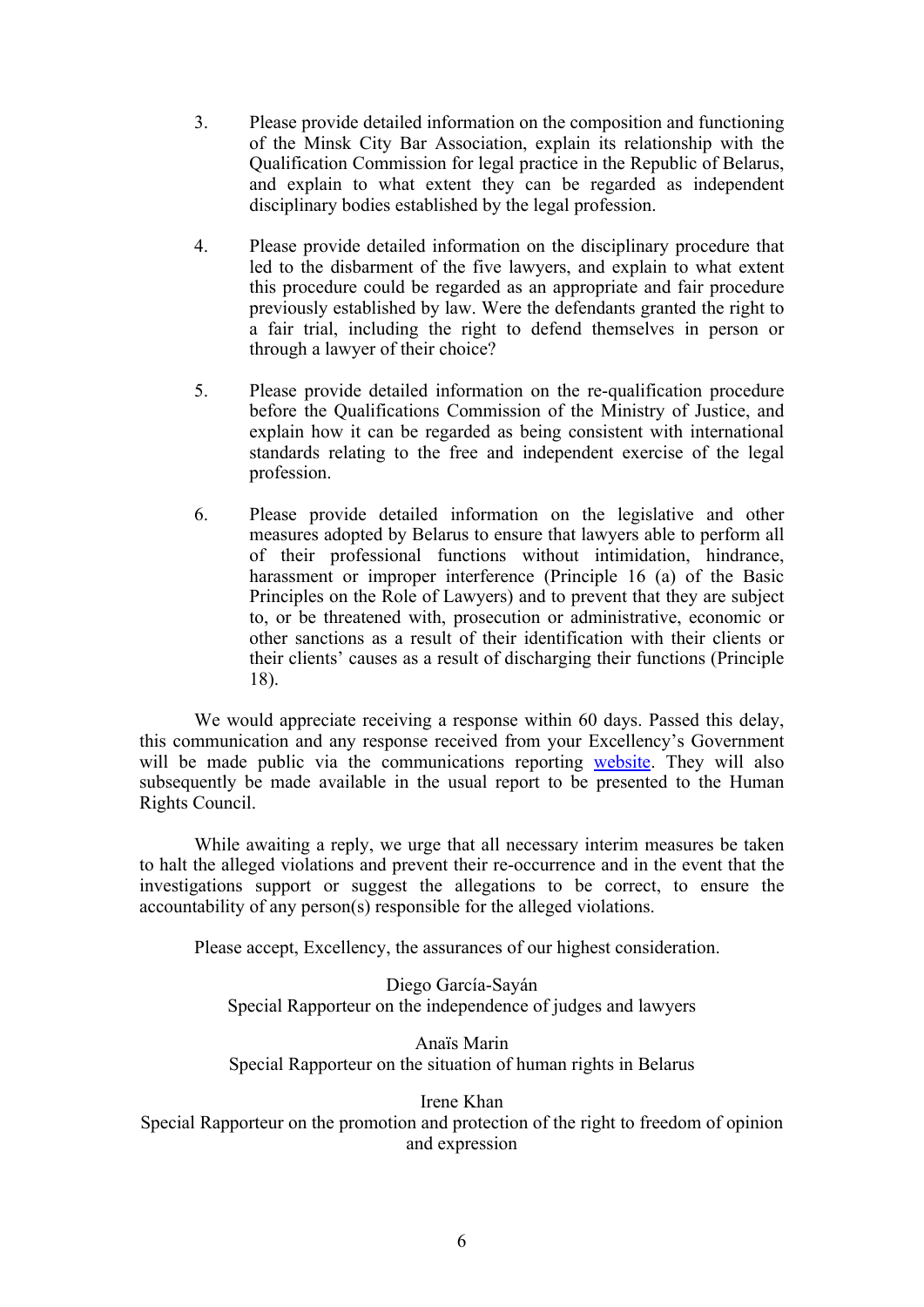3. Please provide detailed information on the composition and functioning of the Minsk City Bar Association, explain its relationship with the Qualification Commission for legal practice in the Republic of Belarus, and explain to what extent they can be regarded as independent disciplinary bodies established by the legal profession.

4. Please provide detailed information on the disciplinary procedure that led to the disbarment of the five lawyers, and explain to what extent this procedure could be regarded as an appropriate and fair procedure previously established by law. Were the defendants granted the right to a fair trial, including the right to defend themselves in person or through a lawyer of their choice?

5. Please provide detailed information on the re-qualification procedure before the Qualifications Commission of the Ministry of Justice, and explain how it can be regarded as being consistent with international standards relating to the free and independent exercise of the legal profession.

6. Please provide detailed information on the legislative and other measures adopted by Belarus to ensure that lawyers able to perform all of their professional functions without intimidation, hindrance, harassment or improper interference (Principle 16 (a) of the Basic Principles on the Role of Lawyers) and to prevent that they are subject to, or be threatened with, prosecution or administrative, economic or other sanctions as a result of their identification with their clients or their clients' causes as a result of discharging their functions (Principle 18).

We would appreciate receiving a response within 60 days. Passed this delay, this communication and any response received from your Excellency's Government will be made public via the communications reporting website. They will also subsequently be made available in the usual report to be presented to the Human Rights Council.

While awaiting a reply, we urge that all necessary interim measures be taken to halt the alleged violations and prevent their re-occurrence and in the event that the investigations support or suggest the allegations to be correct, to ensure the accountability of any person(s) responsible for the alleged violations.

Please accept, Excellency, the assurances of our highest consideration.

Diego García-Sayán
Special Rapporteur on the independence of judges and lawyers

Anaïs Marin
Special Rapporteur on the situation of human rights in Belarus

Irene Khan
Special Rapporteur on the promotion and protection of the right to freedom of opinion and expression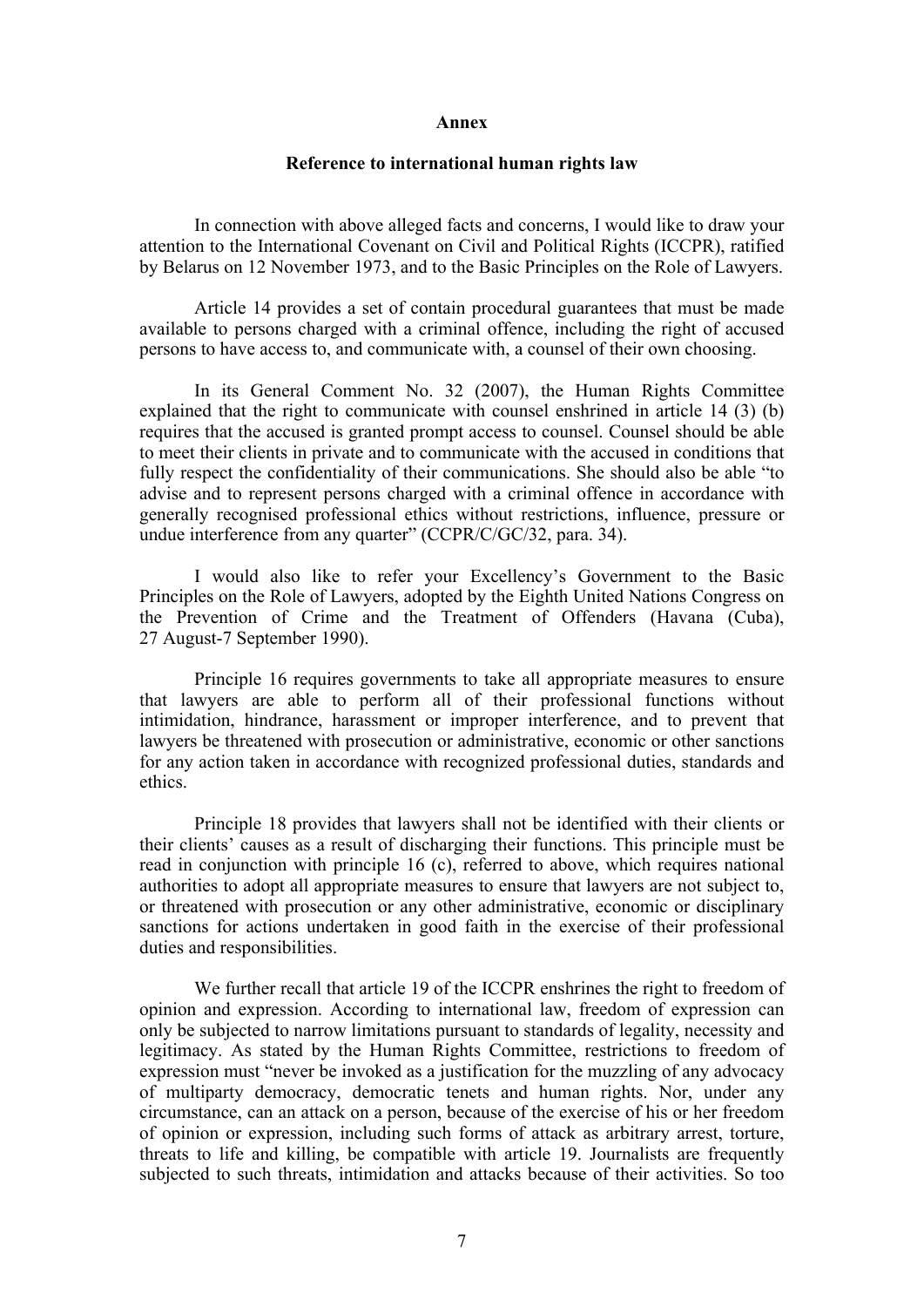**Annex**

**Reference to international human rights law**

In connection with above alleged facts and concerns, I would like to draw your attention to the International Covenant on Civil and Political Rights (ICCPR), ratified by Belarus on 12 November 1973, and to the Basic Principles on the Role of Lawyers.

Article 14 provides a set of contain procedural guarantees that must be made available to persons charged with a criminal offence, including the right of accused persons to have access to, and communicate with, a counsel of their own choosing.

In its General Comment No. 32 (2007), the Human Rights Committee explained that the right to communicate with counsel enshrined in article 14 (3) (b) requires that the accused is granted prompt access to counsel. Counsel should be able to meet their clients in private and to communicate with the accused in conditions that fully respect the confidentiality of their communications. She should also be able "to advise and to represent persons charged with a criminal offence in accordance with generally recognised professional ethics without restrictions, influence, pressure or undue interference from any quarter" (CCPR/C/GC/32, para. 34).

I would also like to refer your Excellency's Government to the Basic Principles on the Role of Lawyers, adopted by the Eighth United Nations Congress on the Prevention of Crime and the Treatment of Offenders (Havana (Cuba), 27 August-7 September 1990).

Principle 16 requires governments to take all appropriate measures to ensure that lawyers are able to perform all of their professional functions without intimidation, hindrance, harassment or improper interference, and to prevent that lawyers be threatened with prosecution or administrative, economic or other sanctions for any action taken in accordance with recognized professional duties, standards and ethics.

Principle 18 provides that lawyers shall not be identified with their clients or their clients' causes as a result of discharging their functions. This principle must be read in conjunction with principle 16 (c), referred to above, which requires national authorities to adopt all appropriate measures to ensure that lawyers are not subject to, or threatened with prosecution or any other administrative, economic or disciplinary sanctions for actions undertaken in good faith in the exercise of their professional duties and responsibilities.

We further recall that article 19 of the ICCPR enshrines the right to freedom of opinion and expression. According to international law, freedom of expression can only be subjected to narrow limitations pursuant to standards of legality, necessity and legitimacy. As stated by the Human Rights Committee, restrictions to freedom of expression must "never be invoked as a justification for the muzzling of any advocacy of multiparty democracy, democratic tenets and human rights. Nor, under any circumstance, can an attack on a person, because of the exercise of his or her freedom of opinion or expression, including such forms of attack as arbitrary arrest, torture, threats to life and killing, be compatible with article 19. Journalists are frequently subjected to such threats, intimidation and attacks because of their activities. So too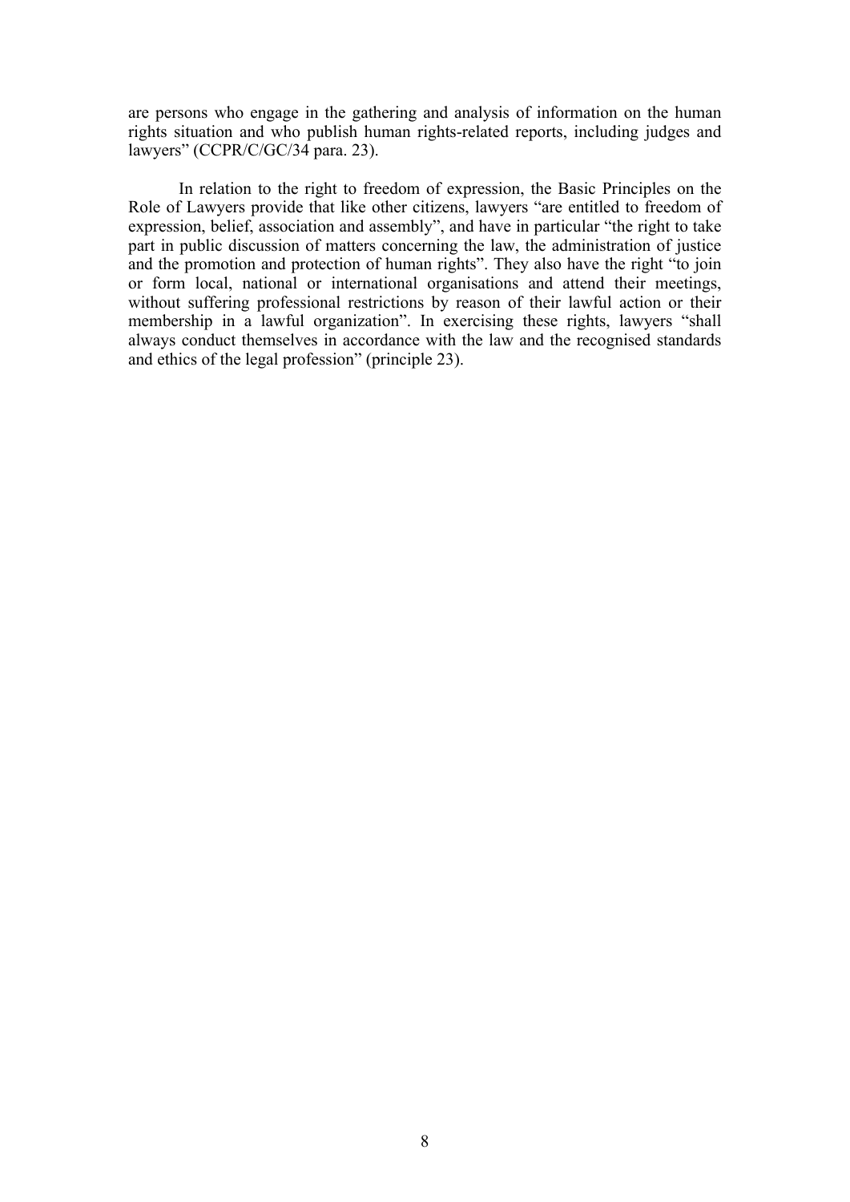are persons who engage in the gathering and analysis of information on the human rights situation and who publish human rights-related reports, including judges and lawyers" (CCPR/C/GC/34 para. 23).

In relation to the right to freedom of expression, the Basic Principles on the Role of Lawyers provide that like other citizens, lawyers "are entitled to freedom of expression, belief, association and assembly", and have in particular "the right to take part in public discussion of matters concerning the law, the administration of justice and the promotion and protection of human rights". They also have the right "to join or form local, national or international organisations and attend their meetings, without suffering professional restrictions by reason of their lawful action or their membership in a lawful organization". In exercising these rights, lawyers "shall always conduct themselves in accordance with the law and the recognised standards and ethics of the legal profession" (principle 23).